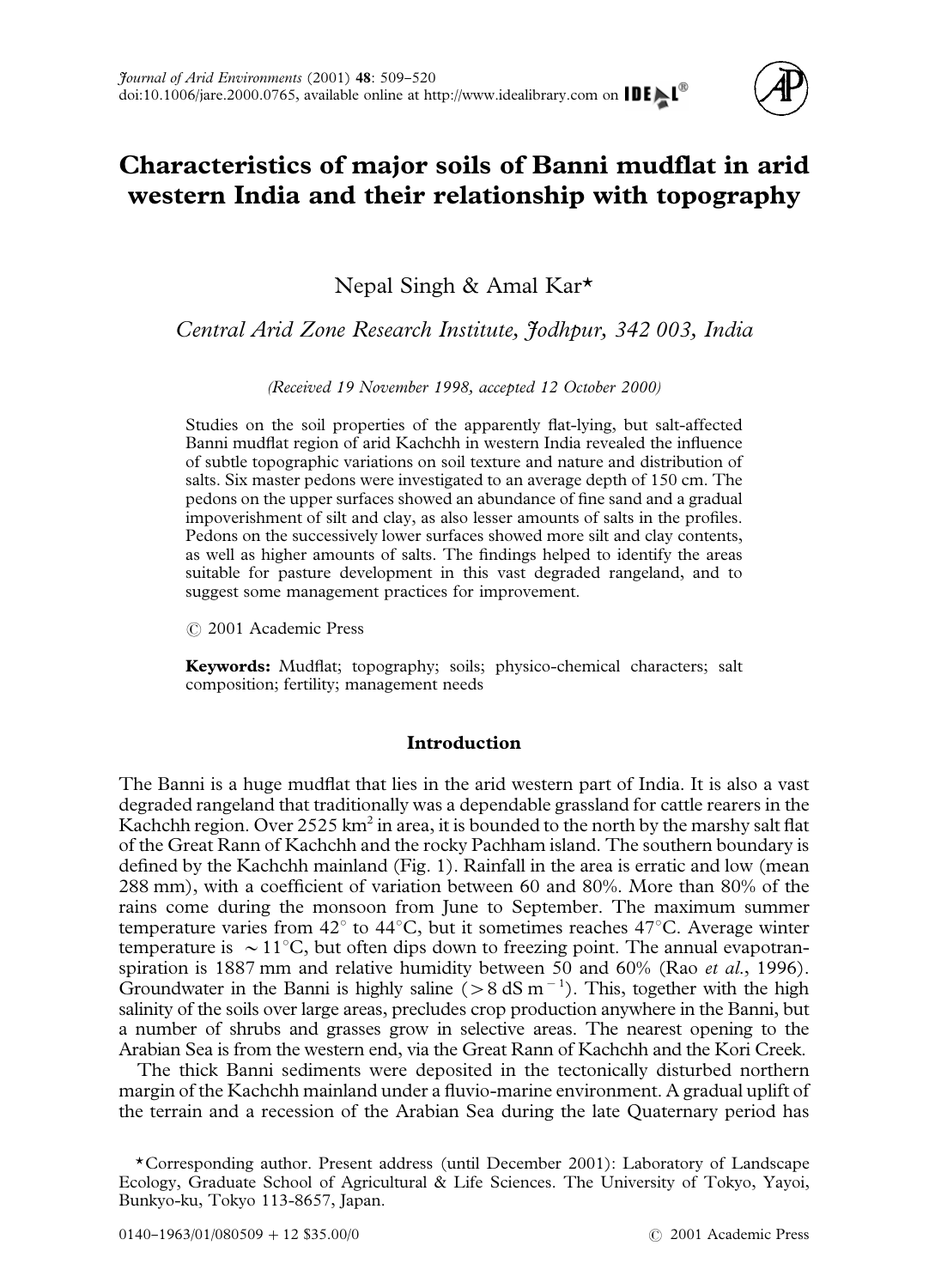# Characteristics of major soils of Banni mudflat in arid western India and their relationship with topography

Nepal Singh & Amal Kar*

*Central Arid Zone Research Institute, Jodhpur, 342 003, India*

*(Received 19 November 1998, accepted 12 October 2000)*

Studies on the soil properties of the apparently flat-lying, but salt-affected Banni mudflat region of arid Kachchh in western India revealed the influence of subtle topographic variations on soil texture and nature and distribution of salts. Six master pedons were investigated to an average depth of 150 cm. The pedons on the upper surfaces showed an abundance of fine sand and a gradual impoverishment of silt and clay, as also lesser amounts of salts in the profiles. Pedons on the successively lower surfaces showed more silt and clay contents, as well as higher amounts of salts. The findings helped to identify the areas suitable for pasture development in this vast degraded rangeland, and to suggest some management practices for improvement.

© 2001 Academic Press

**Keywords:** Mudflat; topography; soils; physico-chemical characters; salt composition; fertility; management needs

## Introduction

The Banni is a huge mudflat that lies in the arid western part of India. It is also a vast degraded rangeland that traditionally was a dependable grassland for cattle rearers in the Kachchh region. Over 2525 km$^2$ in area, it is bounded to the north by the marshy salt flat of the Great Rann of Kachchh and the rocky Pachham island. The southern boundary is defined by the Kachchh mainland (Fig. 1). Rainfall in the area is erratic and low (mean 288 mm), with a coefficient of variation between 60 and 80%. More than 80% of the rains come during the monsoon from June to September. The maximum summer temperature varies from 42° to 44°C, but it sometimes reaches 47°C. Average winter temperature is $\sim$11°C, but often dips down to freezing point. The annual evapotranspiration is 1887 mm and relative humidity between 50 and 60% (Rao *et al.*, 1996). Groundwater in the Banni is highly saline ($>8$ dS m$^{-1}$). This, together with the high salinity of the soils over large areas, precludes crop production anywhere in the Banni, but a number of shrubs and grasses grow in selective areas. The nearest opening to the Arabian Sea is from the western end, via the Great Rann of Kachchh and the Kori Creek.

The thick Banni sediments were deposited in the tectonically disturbed northern margin of the Kachchh mainland under a fluvio-marine environment. A gradual uplift of the terrain and a recession of the Arabian Sea during the late Quaternary period has

*Corresponding author. Present address (until December 2001): Laboratory of Landscape Ecology, Graduate School of Agricultural & Life Sciences. The University of Tokyo, Yayoi, Bunkyo-ku, Tokyo 113-8657, Japan.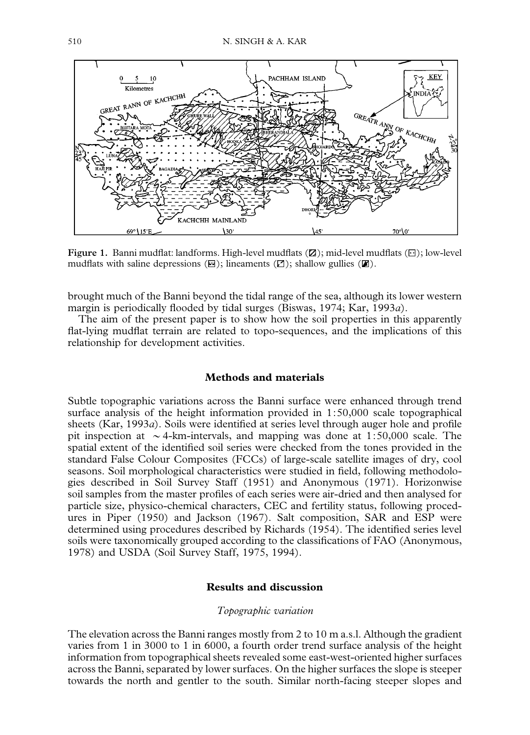**Figure 1.** Banni mudflat: landforms. High-level mudflats (▨); mid-level mudflats (⊡); low-level mudflats with saline depressions (▤); lineaments (◪); shallow gullies (◩).

brought much of the Banni beyond the tidal range of the sea, although its lower western margin is periodically flooded by tidal surges (Biswas, 1974; Kar, 1993*a*).

The aim of the present paper is to show how the soil properties in this apparently flat-lying mudflat terrain are related to topo-sequences, and the implications of this relationship for development activities.

## Methods and materials

Subtle topographic variations across the Banni surface were enhanced through trend surface analysis of the height information provided in 1:50,000 scale topographical sheets (Kar, 1993*a*). Soils were identified at series level through auger hole and profile pit inspection at $\sim$4-km-intervals, and mapping was done at 1:50,000 scale. The spatial extent of the identified soil series were checked from the tones provided in the standard False Colour Composites (FCCs) of large-scale satellite images of dry, cool seasons. Soil morphological characteristics were studied in field, following methodologies described in Soil Survey Staff (1951) and Anonymous (1971). Horizonwise soil samples from the master profiles of each series were air-dried and then analysed for particle size, physico-chemical characters, CEC and fertility status, following procedures in Piper (1950) and Jackson (1967). Salt composition, SAR and ESP were determined using procedures described by Richards (1954). The identified series level soils were taxonomically grouped according to the classifications of FAO (Anonymous, 1978) and USDA (Soil Survey Staff, 1975, 1994).

## Results and discussion

### *Topographic variation*

The elevation across the Banni ranges mostly from 2 to 10 m a.s.l. Although the gradient varies from 1 in 3000 to 1 in 6000, a fourth order trend surface analysis of the height information from topographical sheets revealed some east-west-oriented higher surfaces across the Banni, separated by lower surfaces. On the higher surfaces the slope is steeper towards the north and gentler to the south. Similar north-facing steeper slopes and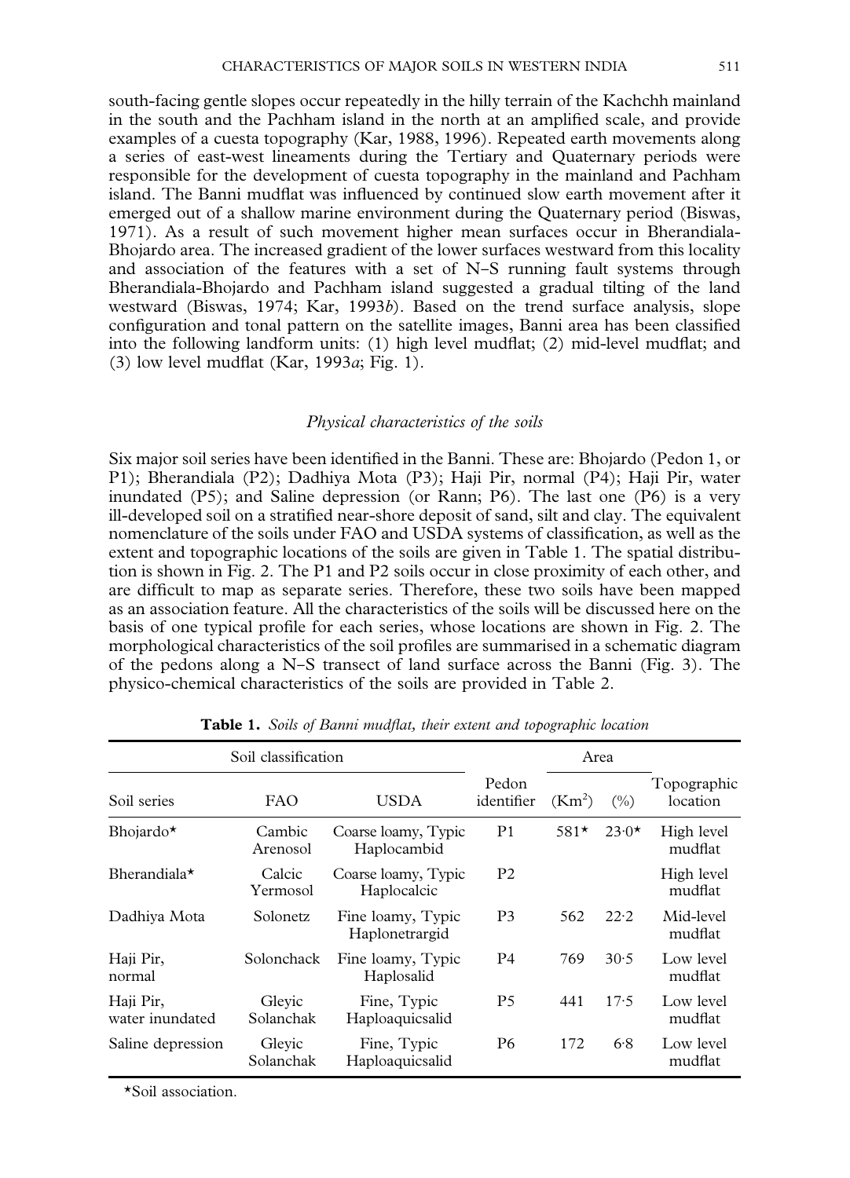south-facing gentle slopes occur repeatedly in the hilly terrain of the Kachchh mainland in the south and the Pachham island in the north at an amplified scale, and provide examples of a cuesta topography (Kar, 1988, 1996). Repeated earth movements along a series of east-west lineaments during the Tertiary and Quaternary periods were responsible for the development of cuesta topography in the mainland and Pachham island. The Banni mudflat was influenced by continued slow earth movement after it emerged out of a shallow marine environment during the Quaternary period (Biswas, 1971). As a result of such movement higher mean surfaces occur in Bherandiala-Bhojardo area. The increased gradient of the lower surfaces westward from this locality and association of the features with a set of N–S running fault systems through Bherandiala-Bhojardo and Pachham island suggested a gradual tilting of the land westward (Biswas, 1974; Kar, 1993*b*). Based on the trend surface analysis, slope configuration and tonal pattern on the satellite images, Banni area has been classified into the following landform units: (1) high level mudflat; (2) mid-level mudflat; and (3) low level mudflat (Kar, 1993*a*; Fig. 1).

### *Physical characteristics of the soils*

Six major soil series have been identified in the Banni. These are: Bhojardo (Pedon 1, or P1); Bherandiala (P2); Dadhiya Mota (P3); Haji Pir, normal (P4); Haji Pir, water inundated (P5); and Saline depression (or Rann; P6). The last one (P6) is a very ill-developed soil on a stratified near-shore deposit of sand, silt and clay. The equivalent nomenclature of the soils under FAO and USDA systems of classification, as well as the extent and topographic locations of the soils are given in Table 1. The spatial distribution is shown in Fig. 2. The P1 and P2 soils occur in close proximity of each other, and are difficult to map as separate series. Therefore, these two soils have been mapped as an association feature. All the characteristics of the soils will be discussed here on the basis of one typical profile for each series, whose locations are shown in Fig. 2. The morphological characteristics of the soil profiles are summarised in a schematic diagram of the pedons along a N–S transect of land surface across the Banni (Fig. 3). The physico-chemical characteristics of the soils are provided in Table 2.

**Table 1.** *Soils of Banni mudflat, their extent and topographic location*

| Soil classification | | | Pedon identifier | Area | | Topographic location |
|---|---|---|---|---|---|---|
| Soil series | FAO | USDA | | ($Km^2$) | (%) | |
| Bhojardo* | Cambic Arenosol | Coarse loamy, Typic Haplocambid | P1 | 581* | 23·0* | High level mudflat |
| Bherandiala* | Calcic Yermosol | Coarse loamy, Typic Haplocalcic | P2 | | | High level mudflat |
| Dadhiya Mota | Solonetz | Fine loamy, Typic Haplonetrargid | P3 | 562 | 22·2 | Mid-level mudflat |
| Haji Pir, normal | Solonchack | Fine loamy, Typic Haplosalid | P4 | 769 | 30·5 | Low level mudflat |
| Haji Pir, water inundated | Gleyic Solanchak | Fine, Typic Haploaquicsalid | P5 | 441 | 17·5 | Low level mudflat |
| Saline depression | Gleyic Solanchak | Fine, Typic Haploaquicsalid | P6 | 172 | 6·8 | Low level mudflat |

*Soil association.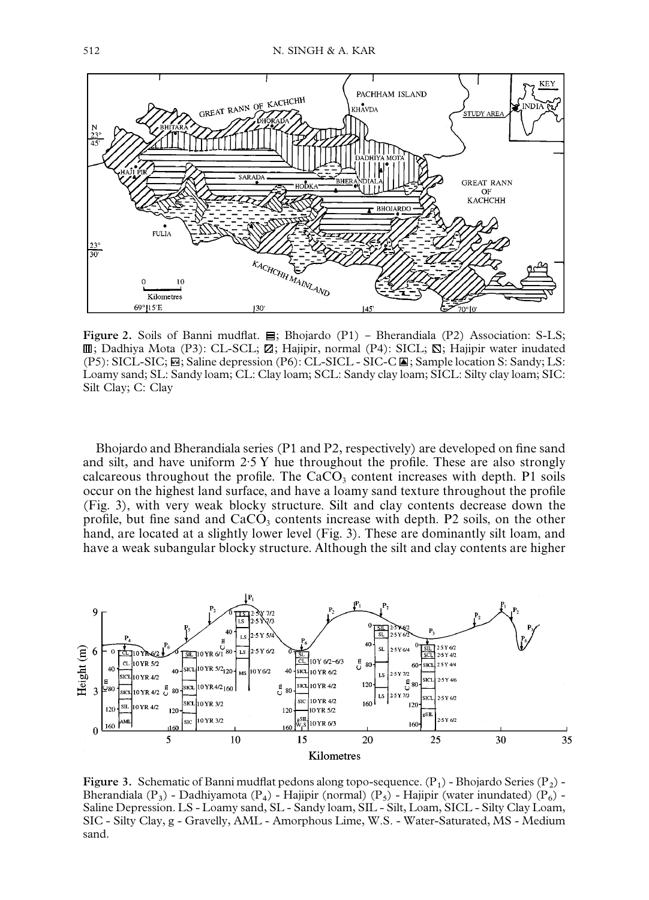**Figure 2.** Soils of Banni mudflat. ▤; Bhojardo (P1) – Bherandiala (P2) Association: S-LS; ▥; Dadhiya Mota (P3): CL-SCL; ▨; Hajipir, normal (P4): SICL; ▧; Hajipir water inudated (P5): SICL-SIC; ⊟; Saline depression (P6): CL-SICL - SIC-C ◼; Sample location S: Sandy; LS: Loamy sand; SL: Sandy loam; CL: Clay loam; SCL: Sandy clay loam; SICL: Silty clay loam; SIC: Silt Clay; C: Clay

Bhojardo and Bherandiala series (P1 and P2, respectively) are developed on fine sand and silt, and have uniform 2·5 Y hue throughout the profile. These are also strongly calcareous throughout the profile. The $CaCO_3$ content increases with depth. P1 soils occur on the highest land surface, and have a loamy sand texture throughout the profile (Fig. 3), with very weak blocky structure. Silt and clay contents decrease down the profile, but fine sand and $CaCO_3$ contents increase with depth. P2 soils, on the other hand, are located at a slightly lower level (Fig. 3). These are dominantly silt loam, and have a weak subangular blocky structure. Although the silt and clay contents are higher

**Figure 3.** Schematic of Banni mudflat pedons along topo-sequence. ($P_1$) - Bhojardo Series ($P_2$) - Bherandiala ($P_3$) - Dadhiyamota ($P_4$) - Hajipir (normal) ($P_5$) - Hajipir (water inundated) ($P_6$) - Saline Depression. LS - Loamy sand, SL - Sandy loam, SIL - Silt, Loam, SICL - Silty Clay Loam, SIC - Silty Clay, g - Gravelly, AML - Amorphous Lime, W.S. - Water-Saturated, MS - Medium sand.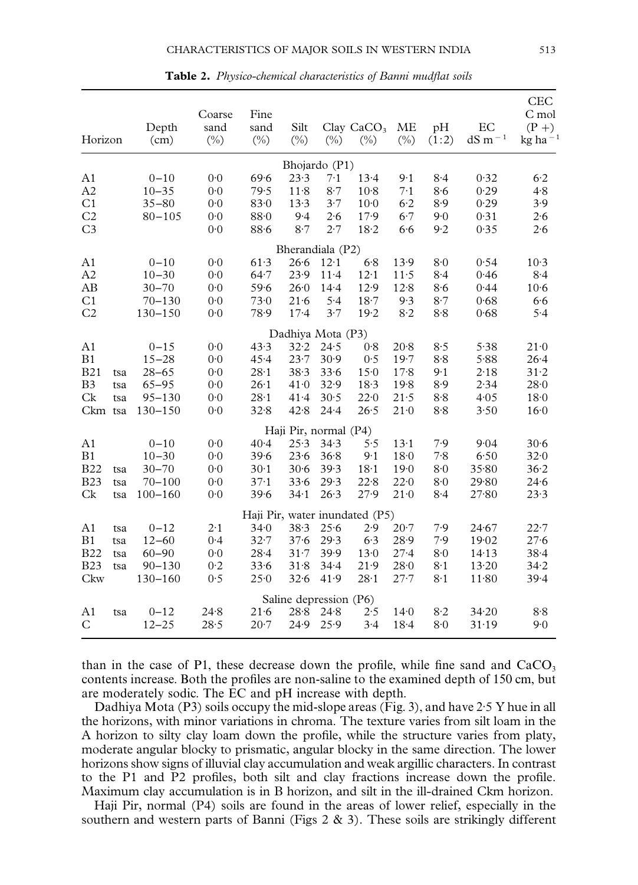**Table 2.** *Physico-chemical characteristics of Banni mudflat soils*

| Horizon | | Depth (cm) | Coarse sand (%) | Fine sand (%) | Silt (%) | Clay (%) | $CaCO_3$ (%) | ME (%) | pH (1:2) | EC dS $m^{-1}$ | CEC C mol (P +) kg $ha^{-1}$ |
|---|---|---|---|---|---|---|---|---|---|---|---|
| | | | | | Bhojardo (P1) | | | | | | |
| A1 | | 0–10 | 0·0 | 69·6 | 23·3 | 7·1 | 13·4 | 9·1 | 8·4 | 0·32 | 6·2 |
| A2 | | 10–35 | 0·0 | 79·5 | 11·8 | 8·7 | 10·8 | 7·1 | 8·6 | 0·29 | 4·8 |
| C1 | | 35–80 | 0·0 | 83·0 | 13·3 | 3·7 | 10·0 | 6·2 | 8·9 | 0·29 | 3·9 |
| C2 | | 80–105 | 0·0 | 88·0 | 9·4 | 2·6 | 17·9 | 6·7 | 9·0 | 0·31 | 2·6 |
| C3 | | | 0·0 | 88·6 | 8·7 | 2·7 | 18·2 | 6·6 | 9·2 | 0·35 | 2·6 |
| | | | | | Bherandiala (P2) | | | | | | |
| A1 | | 0–10 | 0·0 | 61·3 | 26·6 | 12·1 | 6·8 | 13·9 | 8·0 | 0·54 | 10·3 |
| A2 | | 10–30 | 0·0 | 64·7 | 23·9 | 11·4 | 12·1 | 11·5 | 8·4 | 0·46 | 8·4 |
| AB | | 30–70 | 0·0 | 59·6 | 26·0 | 14·4 | 12·9 | 12·8 | 8·6 | 0·44 | 10·6 |
| C1 | | 70–130 | 0·0 | 73·0 | 21·6 | 5·4 | 18·7 | 9·3 | 8·7 | 0·68 | 6·6 |
| C2 | | 130–150 | 0·0 | 78·9 | 17·4 | 3·7 | 19·2 | 8·2 | 8·8 | 0·68 | 5·4 |
| | | | | | Dadhiya Mota (P3) | | | | | | |
| A1 | | 0–15 | 0·0 | 43·3 | 32·2 | 24·5 | 0·8 | 20·8 | 8·5 | 5·38 | 21·0 |
| B1 | | 15–28 | 0·0 | 45·4 | 23·7 | 30·9 | 0·5 | 19·7 | 8·8 | 5·88 | 26·4 |
| B21 | tsa | 28–65 | 0·0 | 28·1 | 38·3 | 33·6 | 15·0 | 17·8 | 9·1 | 2·18 | 31·2 |
| B3 | tsa | 65–95 | 0·0 | 26·1 | 41·0 | 32·9 | 18·3 | 19·8 | 8·9 | 2·34 | 28·0 |
| Ck | tsa | 95–130 | 0·0 | 28·1 | 41·4 | 30·5 | 22·0 | 21·5 | 8·8 | 4·05 | 18·0 |
| Ckm | tsa | 130–150 | 0·0 | 32·8 | 42·8 | 24·4 | 26·5 | 21·0 | 8·8 | 3·50 | 16·0 |
| | | | | | Haji Pir, normal (P4) | | | | | | |
| A1 | | 0–10 | 0·0 | 40·4 | 25·3 | 34·3 | 5·5 | 13·1 | 7·9 | 9·04 | 30·6 |
| B1 | | 10–30 | 0·0 | 39·6 | 23·6 | 36·8 | 9·1 | 18·0 | 7·8 | 6·50 | 32·0 |
| B22 | tsa | 30–70 | 0·0 | 30·1 | 30·6 | 39·3 | 18·1 | 19·0 | 8·0 | 35·80 | 36·2 |
| B23 | tsa | 70–100 | 0·0 | 37·1 | 33·6 | 29·3 | 22·8 | 22·0 | 8·0 | 29·80 | 24·6 |
| Ck | tsa | 100–160 | 0·0 | 39·6 | 34·1 | 26·3 | 27·9 | 21·0 | 8·4 | 27·80 | 23·3 |
| | | | | | Haji Pir, water inundated (P5) | | | | | | |
| A1 | tsa | 0–12 | 2·1 | 34·0 | 38·3 | 25·6 | 2·9 | 20·7 | 7·9 | 24·67 | 22·7 |
| B1 | tsa | 12–60 | 0·4 | 32·7 | 37·6 | 29·3 | 6·3 | 28·9 | 7·9 | 19·02 | 27·6 |
| B22 | tsa | 60–90 | 0·0 | 28·4 | 31·7 | 39·9 | 13·0 | 27·4 | 8·0 | 14·13 | 38·4 |
| B23 | tsa | 90–130 | 0·2 | 33·6 | 31·8 | 34·4 | 21·9 | 28·0 | 8·1 | 13·20 | 34·2 |
| Ckw | | 130–160 | 0·5 | 25·0 | 32·6 | 41·9 | 28·1 | 27·7 | 8·1 | 11·80 | 39·4 |
| | | | | | Saline depression (P6) | | | | | | |
| A1 | tsa | 0–12 | 24·8 | 21·6 | 28·8 | 24·8 | 2·5 | 14·0 | 8·2 | 34·20 | 8·8 |
| C | | 12–25 | 28·5 | 20·7 | 24·9 | 25·9 | 3·4 | 18·4 | 8·0 | 31·19 | 9·0 |

than in the case of P1, these decrease down the profile, while fine sand and $CaCO_3$ contents increase. Both the profiles are non-saline to the examined depth of 150 cm, but are moderately sodic. The EC and pH increase with depth.

Dadhiya Mota (P3) soils occupy the mid-slope areas (Fig. 3), and have 2·5 Y hue in all the horizons, with minor variations in chroma. The texture varies from silt loam in the A horizon to silty clay loam down the profile, while the structure varies from platy, moderate angular blocky to prismatic, angular blocky in the same direction. The lower horizons show signs of illuvial clay accumulation and weak argillic characters. In contrast to the P1 and P2 profiles, both silt and clay fractions increase down the profile. Maximum clay accumulation is in B horizon, and silt in the ill-drained Ckm horizon.

Haji Pir, normal (P4) soils are found in the areas of lower relief, especially in the southern and western parts of Banni (Figs 2 & 3). These soils are strikingly different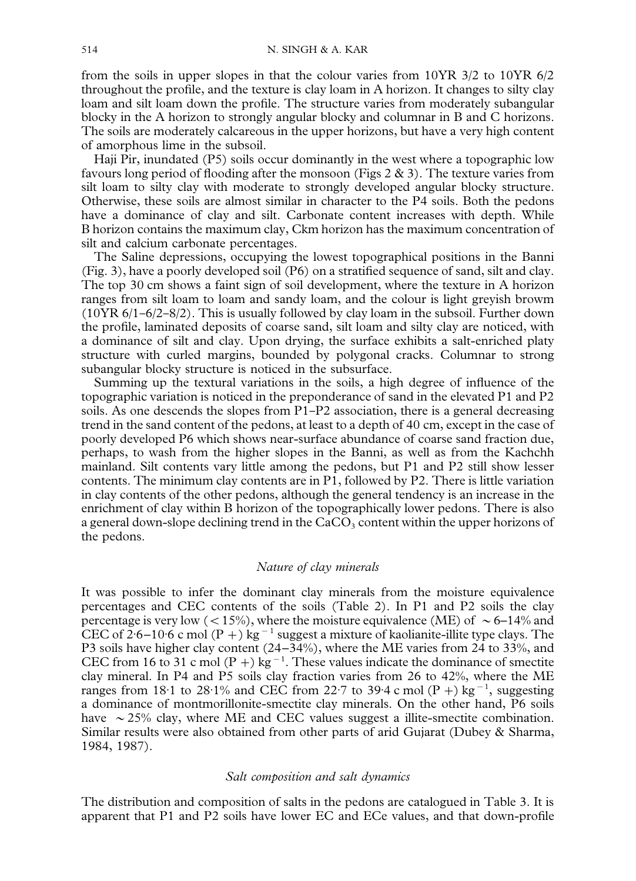from the soils in upper slopes in that the colour varies from 10YR 3/2 to 10YR 6/2 throughout the profile, and the texture is clay loam in A horizon. It changes to silty clay loam and silt loam down the profile. The structure varies from moderately subangular blocky in the A horizon to strongly angular blocky and columnar in B and C horizons. The soils are moderately calcareous in the upper horizons, but have a very high content of amorphous lime in the subsoil.

Haji Pir, inundated (P5) soils occur dominantly in the west where a topographic low favours long period of flooding after the monsoon (Figs 2 & 3). The texture varies from silt loam to silty clay with moderate to strongly developed angular blocky structure. Otherwise, these soils are almost similar in character to the P4 soils. Both the pedons have a dominance of clay and silt. Carbonate content increases with depth. While B horizon contains the maximum clay, Ckm horizon has the maximum concentration of silt and calcium carbonate percentages.

The Saline depressions, occupying the lowest topographical positions in the Banni (Fig. 3), have a poorly developed soil (P6) on a stratified sequence of sand, silt and clay. The top 30 cm shows a faint sign of soil development, where the texture in A horizon ranges from silt loam to loam and sandy loam, and the colour is light greyish browm (10YR 6/1–6/2–8/2). This is usually followed by clay loam in the subsoil. Further down the profile, laminated deposits of coarse sand, silt loam and silty clay are noticed, with a dominance of silt and clay. Upon drying, the surface exhibits a salt-enriched platy structure with curled margins, bounded by polygonal cracks. Columnar to strong subangular blocky structure is noticed in the subsurface.

Summing up the textural variations in the soils, a high degree of influence of the topographic variation is noticed in the preponderance of sand in the elevated P1 and P2 soils. As one descends the slopes from P1–P2 association, there is a general decreasing trend in the sand content of the pedons, at least to a depth of 40 cm, except in the case of poorly developed P6 which shows near-surface abundance of coarse sand fraction due, perhaps, to wash from the higher slopes in the Banni, as well as from the Kachchh mainland. Silt contents vary little among the pedons, but P1 and P2 still show lesser contents. The minimum clay contents are in P1, followed by P2. There is little variation in clay contents of the other pedons, although the general tendency is an increase in the enrichment of clay within B horizon of the topographically lower pedons. There is also a general down-slope declining trend in the $CaCO_3$ content within the upper horizons of the pedons.

### *Nature of clay minerals*

It was possible to infer the dominant clay minerals from the moisture equivalence percentages and CEC contents of the soils (Table 2). In P1 and P2 soils the clay percentage is very low (< 15%), where the moisture equivalence (ME) of ~ 6–14% and CEC of 2·6–10·6 c mol (P +) $kg^{-1}$ suggest a mixture of kaolianite-illite type clays. The P3 soils have higher clay content (24–34%), where the ME varies from 24 to 33%, and CEC from 16 to 31 c mol (P +) $kg^{-1}$. These values indicate the dominance of smectite clay mineral. In P4 and P5 soils clay fraction varies from 26 to 42%, where the ME ranges from 18·1 to 28·1% and CEC from 22·7 to 39·4 c mol (P +) $kg^{-1}$, suggesting a dominance of montmorillonite-smectite clay minerals. On the other hand, P6 soils have ~ 25% clay, where ME and CEC values suggest a illite-smectite combination. Similar results were also obtained from other parts of arid Gujarat (Dubey & Sharma, 1984, 1987).

### *Salt composition and salt dynamics*

The distribution and composition of salts in the pedons are catalogued in Table 3. It is apparent that P1 and P2 soils have lower EC and ECe values, and that down-profile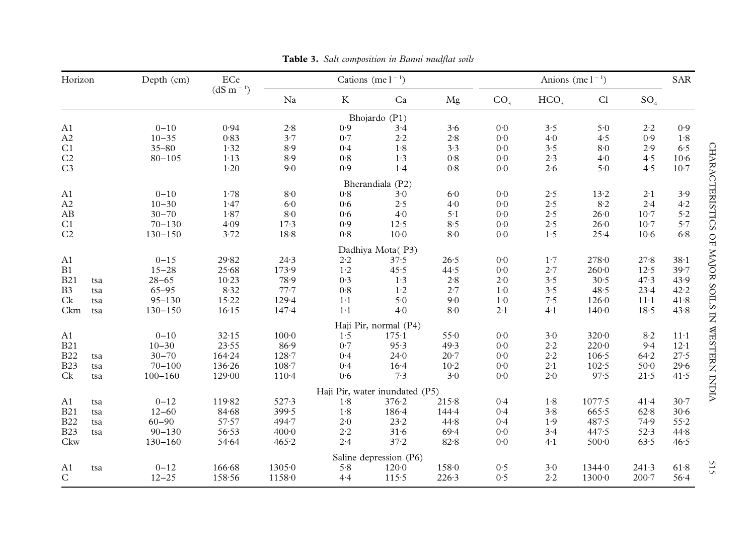**Table 3.** *Salt composition in Banni mudflat soils*

| Horizon | | Depth (cm) | ECe ($dS\ m^{-1}$) | Cations ($me\ l^{-1}$) | | | | Anions ($me\ l^{-1}$) | | | | SAR |
|---|---|---|---|---|---|---|---|---|---|---|---|---|
| | | | | Na | K | Ca | Mg | $CO_3$ | $HCO_3$ | Cl | $SO_4$ | |
| **Bhojardo (P1)** | | | | | | | | | | | | |
| A1 | | 0–10 | 0·94 | 2·8 | 0·9 | 3·4 | 3·6 | 0·0 | 3·5 | 5·0 | 2·2 | 0·9 |
| A2 | | 10–35 | 0·83 | 3·7 | 0·7 | 2·2 | 2·8 | 0·0 | 4·0 | 4·5 | 0·9 | 1·8 |
| C1 | | 35–80 | 1·32 | 8·9 | 0·4 | 1·8 | 3·3 | 0·0 | 3·5 | 8·0 | 2·9 | 6·5 |
| C2 | | 80–105 | 1·13 | 8·9 | 0·8 | 1·3 | 0·8 | 0·0 | 2·3 | 4·0 | 4·5 | 10·6 |
| C3 | | | 1·20 | 9·0 | 0·9 | 1·4 | 0·8 | 0·0 | 2·6 | 5·0 | 4·5 | 10·7 |
| **Bherandiala (P2)** | | | | | | | | | | | | |
| A1 | | 0–10 | 1·78 | 8·0 | 0·8 | 3·0 | 6·0 | 0·0 | 2·5 | 13·2 | 2·1 | 3·9 |
| A2 | | 10–30 | 1·47 | 6·0 | 0·6 | 2·5 | 4·0 | 0·0 | 2·5 | 8·2 | 2·4 | 4·2 |
| AB | | 30–70 | 1·87 | 8·0 | 0·6 | 4·0 | 5·1 | 0·0 | 2·5 | 26·0 | 10·7 | 5·2 |
| C1 | | 70–130 | 4·09 | 17·3 | 0·9 | 12·5 | 8·5 | 0·0 | 2·5 | 26·0 | 10·7 | 5·7 |
| C2 | | 130–150 | 3·72 | 18·8 | 0·8 | 10·0 | 8·0 | 0·0 | 1·5 | 25·4 | 10·6 | 6·8 |
| **Dadhiya Mota (P3)** | | | | | | | | | | | | |
| A1 | | 0–15 | 29·82 | 24·3 | 2·2 | 37·5 | 26·5 | 0·0 | 1·7 | 278·0 | 27·8 | 38·1 |
| B1 | | 15–28 | 25·68 | 173·9 | 1·2 | 45·5 | 44·5 | 0·0 | 2·7 | 260·0 | 12·5 | 39·7 |
| B21 | tsa | 28–65 | 10·23 | 78·9 | 0·3 | 1·3 | 2·8 | 2·0 | 3·5 | 30·5 | 47·3 | 43·9 |
| B3 | tsa | 65–95 | 8·32 | 77·7 | 0·8 | 1·2 | 2·7 | 1·0 | 3·5 | 48·5 | 23·4 | 42·2 |
| Ck | tsa | 95–130 | 15·22 | 129·4 | 1·1 | 5·0 | 9·0 | 1·0 | 7·5 | 126·0 | 11·1 | 41·8 |
| Ckm | tsa | 130–150 | 16·15 | 147·4 | 1·1 | 4·0 | 8·0 | 2·1 | 4·1 | 140·0 | 18·5 | 43·8 |
| **Haji Pir, normal (P4)** | | | | | | | | | | | | |
| A1 | | 0–10 | 32·15 | 100·0 | 1·5 | 175·1 | 55·0 | 0·0 | 3·0 | 320·0 | 8·2 | 11·1 |
| B21 | | 10–30 | 23·55 | 86·9 | 0·7 | 95·3 | 49·3 | 0·0 | 2·2 | 220·0 | 9·4 | 12·1 |
| B22 | tsa | 30–70 | 164·24 | 128·7 | 0·4 | 24·0 | 20·7 | 0·0 | 2·2 | 106·5 | 64·2 | 27·5 |
| B23 | tsa | 70–100 | 136·26 | 108·7 | 0·4 | 16·4 | 10·2 | 0·0 | 2·1 | 102·5 | 50·0 | 29·6 |
| Ck | tsa | 100–160 | 129·00 | 110·4 | 0·6 | 7·3 | 3·0 | 0·0 | 2·0 | 97·5 | 21·5 | 41·5 |
| **Haji Pir, water inundated (P5)** | | | | | | | | | | | | |
| A1 | tsa | 0–12 | 119·82 | 527·3 | 1·8 | 376·2 | 215·8 | 0·4 | 1·8 | 1077·5 | 41·4 | 30·7 |
| B21 | tsa | 12–60 | 84·68 | 399·5 | 1·8 | 186·4 | 144·4 | 0·4 | 3·8 | 665·5 | 62·8 | 30·6 |
| B22 | tsa | 60–90 | 57·57 | 494·7 | 2·0 | 23·2 | 44·8 | 0·4 | 1·9 | 487·5 | 74·9 | 55·2 |
| B23 | tsa | 90–130 | 56·53 | 400·0 | 2·2 | 31·6 | 69·4 | 0·0 | 3·4 | 447·5 | 52·3 | 44·8 |
| Ckw | | 130–160 | 54·64 | 465·2 | 2·4 | 37·2 | 82·8 | 0·0 | 4·1 | 500·0 | 63·5 | 46·5 |
| **Saline depression (P6)** | | | | | | | | | | | | |
| A1 | tsa | 0–12 | 166·68 | 1305·0 | 5·8 | 120·0 | 158·0 | 0·5 | 3·0 | 1344·0 | 241·3 | 61·8 |
| C | | 12–25 | 158·56 | 1158·0 | 4·4 | 115·5 | 226·3 | 0·5 | 2·2 | 1300·0 | 200·7 | 56·4 |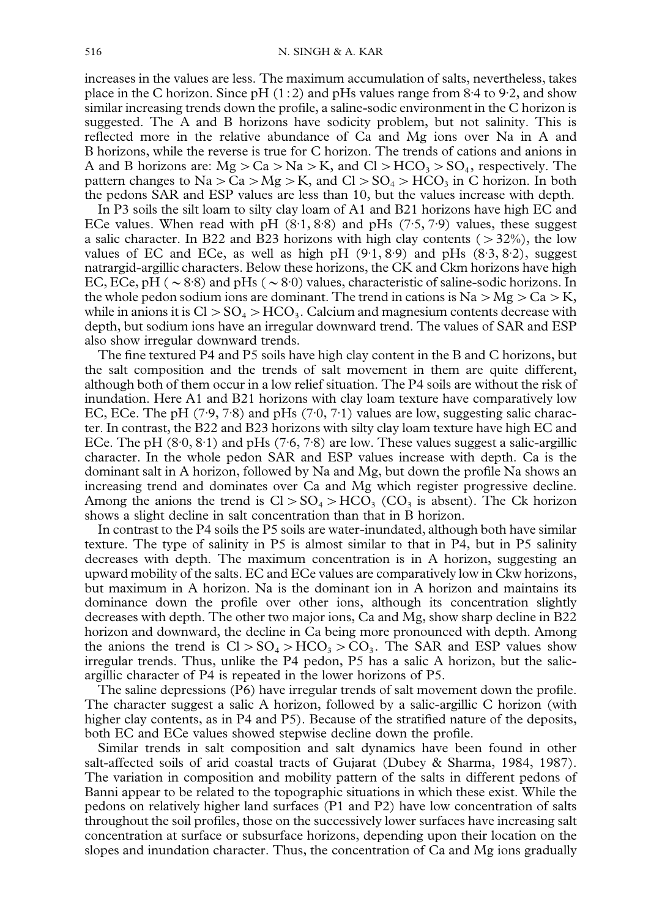increases in the values are less. The maximum accumulation of salts, nevertheless, takes place in the C horizon. Since pH (1:2) and pHs values range from 8·4 to 9·2, and show similar increasing trends down the profile, a saline-sodic environment in the C horizon is suggested. The A and B horizons have sodicity problem, but not salinity. This is reflected more in the relative abundance of Ca and Mg ions over Na in A and B horizons, while the reverse is true for C horizon. The trends of cations and anions in A and B horizons are: Mg > Ca > Na > K, and $Cl > HCO_3 > SO_4$, respectively. The pattern changes to Na > Ca > Mg > K, and $Cl > SO_4 > HCO_3$ in C horizon. In both the pedons SAR and ESP values are less than 10, but the values increase with depth.

In P3 soils the silt loam to silty clay loam of A1 and B21 horizons have high EC and ECe values. When read with pH (8·1, 8·8) and pHs (7·5, 7·9) values, these suggest a salic character. In B22 and B23 horizons with high clay contents (> 32%), the low values of EC and ECe, as well as high pH (9·1, 8·9) and pHs (8·3, 8·2), suggest natrargid-argillic characters. Below these horizons, the CK and Ckm horizons have high EC, ECe, pH (~8·8) and pHs (~8·0) values, characteristic of saline-sodic horizons. In the whole pedon sodium ions are dominant. The trend in cations is Na > Mg > Ca > K, while in anions it is $Cl > SO_4 > HCO_3$. Calcium and magnesium contents decrease with depth, but sodium ions have an irregular downward trend. The values of SAR and ESP also show irregular downward trends.

The fine textured P4 and P5 soils have high clay content in the B and C horizons, but the salt composition and the trends of salt movement in them are quite different, although both of them occur in a low relief situation. The P4 soils are without the risk of inundation. Here A1 and B21 horizons with clay loam texture have comparatively low EC, ECe. The pH (7·9, 7·8) and pHs (7·0, 7·1) values are low, suggesting salic character. In contrast, the B22 and B23 horizons with silty clay loam texture have high EC and ECe. The pH (8·0, 8·1) and pHs (7·6, 7·8) are low. These values suggest a salic-argillic character. In the whole pedon SAR and ESP values increase with depth. Ca is the dominant salt in A horizon, followed by Na and Mg, but down the profile Na shows an increasing trend and dominates over Ca and Mg which register progressive decline. Among the anions the trend is $Cl > SO_4 > HCO_3$ ($CO_3$ is absent). The Ck horizon shows a slight decline in salt concentration than that in B horizon.

In contrast to the P4 soils the P5 soils are water-inundated, although both have similar texture. The type of salinity in P5 is almost similar to that in P4, but in P5 salinity decreases with depth. The maximum concentration is in A horizon, suggesting an upward mobility of the salts. EC and ECe values are comparatively low in Ckw horizons, but maximum in A horizon. Na is the dominant ion in A horizon and maintains its dominance down the profile over other ions, although its concentration slightly decreases with depth. The other two major ions, Ca and Mg, show sharp decline in B22 horizon and downward, the decline in Ca being more pronounced with depth. Among the anions the trend is $Cl > SO_4 > HCO_3 > CO_3$. The SAR and ESP values show irregular trends. Thus, unlike the P4 pedon, P5 has a salic A horizon, but the salic-argillic character of P4 is repeated in the lower horizons of P5.

The saline depressions (P6) have irregular trends of salt movement down the profile. The character suggest a salic A horizon, followed by a salic-argillic C horizon (with higher clay contents, as in P4 and P5). Because of the stratified nature of the deposits, both EC and ECe values showed stepwise decline down the profile.

Similar trends in salt composition and salt dynamics have been found in other salt-affected soils of arid coastal tracts of Gujarat (Dubey & Sharma, 1984, 1987). The variation in composition and mobility pattern of the salts in different pedons of Banni appear to be related to the topographic situations in which these exist. While the pedons on relatively higher land surfaces (P1 and P2) have low concentration of salts throughout the soil profiles, those on the successively lower surfaces have increasing salt concentration at surface or subsurface horizons, depending upon their location on the slopes and inundation character. Thus, the concentration of Ca and Mg ions gradually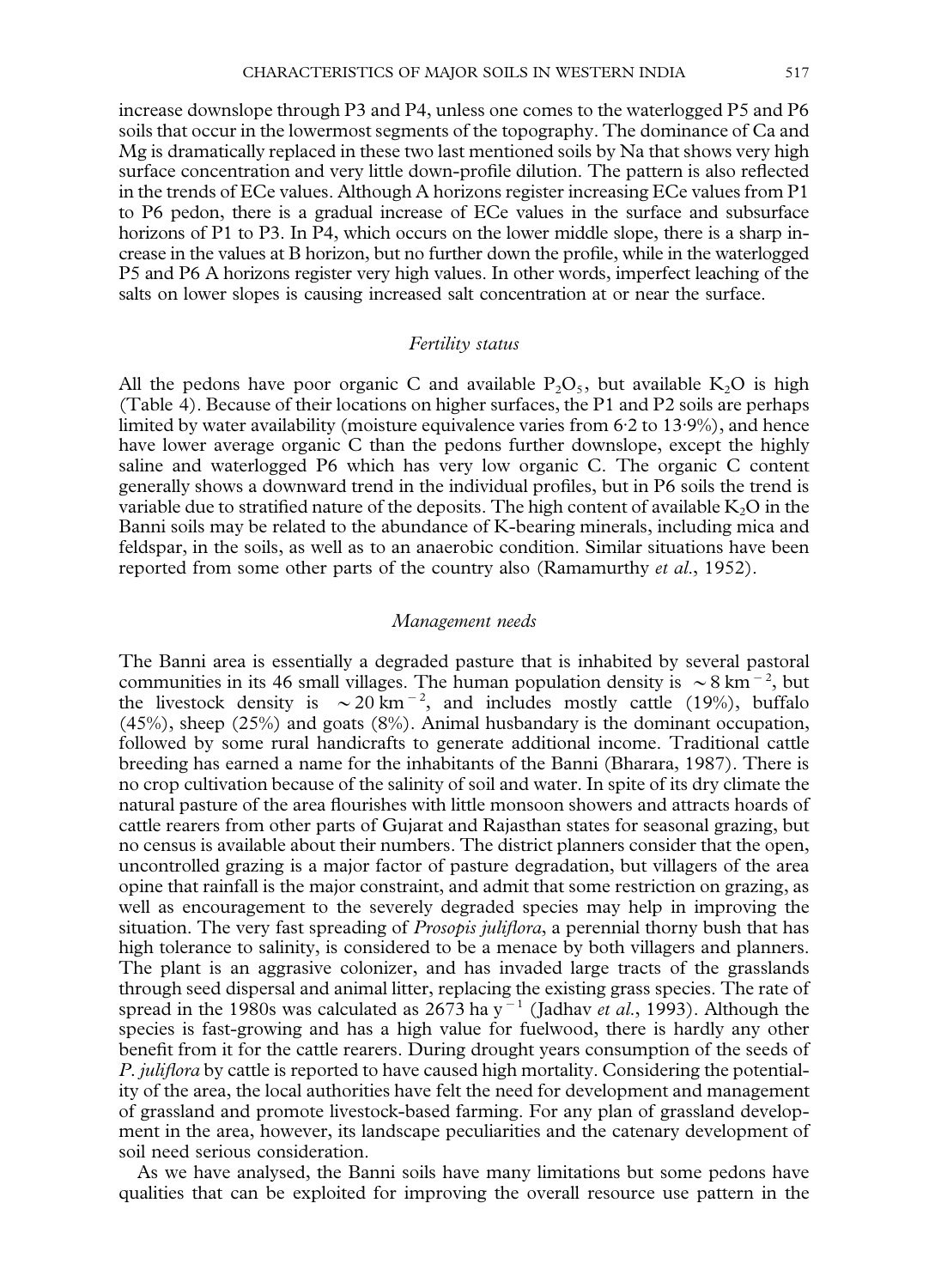increase downslope through P3 and P4, unless one comes to the waterlogged P5 and P6 soils that occur in the lowermost segments of the topography. The dominance of Ca and Mg is dramatically replaced in these two last mentioned soils by Na that shows very high surface concentration and very little down-profile dilution. The pattern is also reflected in the trends of ECe values. Although A horizons register increasing ECe values from P1 to P6 pedon, there is a gradual increase of ECe values in the surface and subsurface horizons of P1 to P3. In P4, which occurs on the lower middle slope, there is a sharp increase in the values at B horizon, but no further down the profile, while in the waterlogged P5 and P6 A horizons register very high values. In other words, imperfect leaching of the salts on lower slopes is causing increased salt concentration at or near the surface.

### *Fertility status*

All the pedons have poor organic C and available $P_2O_5$, but available $K_2O$ is high (Table 4). Because of their locations on higher surfaces, the P1 and P2 soils are perhaps limited by water availability (moisture equivalence varies from 6·2 to 13·9%), and hence have lower average organic C than the pedons further downslope, except the highly saline and waterlogged P6 which has very low organic C. The organic C content generally shows a downward trend in the individual profiles, but in P6 soils the trend is variable due to stratified nature of the deposits. The high content of available $K_2O$ in the Banni soils may be related to the abundance of K-bearing minerals, including mica and feldspar, in the soils, as well as to an anaerobic condition. Similar situations have been reported from some other parts of the country also (Ramamurthy *et al.*, 1952).

### *Management needs*

The Banni area is essentially a degraded pasture that is inhabited by several pastoral communities in its 46 small villages. The human population density is $\sim 8\ km^{-2}$, but the livestock density is $\sim 20\ km^{-2}$, and includes mostly cattle (19%), buffalo (45%), sheep (25%) and goats (8%). Animal husbandary is the dominant occupation, followed by some rural handicrafts to generate additional income. Traditional cattle breeding has earned a name for the inhabitants of the Banni (Bharara, 1987). There is no crop cultivation because of the salinity of soil and water. In spite of its dry climate the natural pasture of the area flourishes with little monsoon showers and attracts hoards of cattle rearers from other parts of Gujarat and Rajasthan states for seasonal grazing, but no census is available about their numbers. The district planners consider that the open, uncontrolled grazing is a major factor of pasture degradation, but villagers of the area opine that rainfall is the major constraint, and admit that some restriction on grazing, as well as encouragement to the severely degraded species may help in improving the situation. The very fast spreading of *Prosopis juliflora*, a perennial thorny bush that has high tolerance to salinity, is considered to be a menace by both villagers and planners. The plant is an aggrasive colonizer, and has invaded large tracts of the grasslands through seed dispersal and animal litter, replacing the existing grass species. The rate of spread in the 1980s was calculated as $2673\ ha\ y^{-1}$ (Jadhav *et al.*, 1993). Although the species is fast-growing and has a high value for fuelwood, there is hardly any other benefit from it for the cattle rearers. During drought years consumption of the seeds of *P. juliflora* by cattle is reported to have caused high mortality. Considering the potentiality of the area, the local authorities have felt the need for development and management of grassland and promote livestock-based farming. For any plan of grassland development in the area, however, its landscape peculiarities and the catenary development of soil need serious consideration.

As we have analysed, the Banni soils have many limitations but some pedons have qualities that can be exploited for improving the overall resource use pattern in the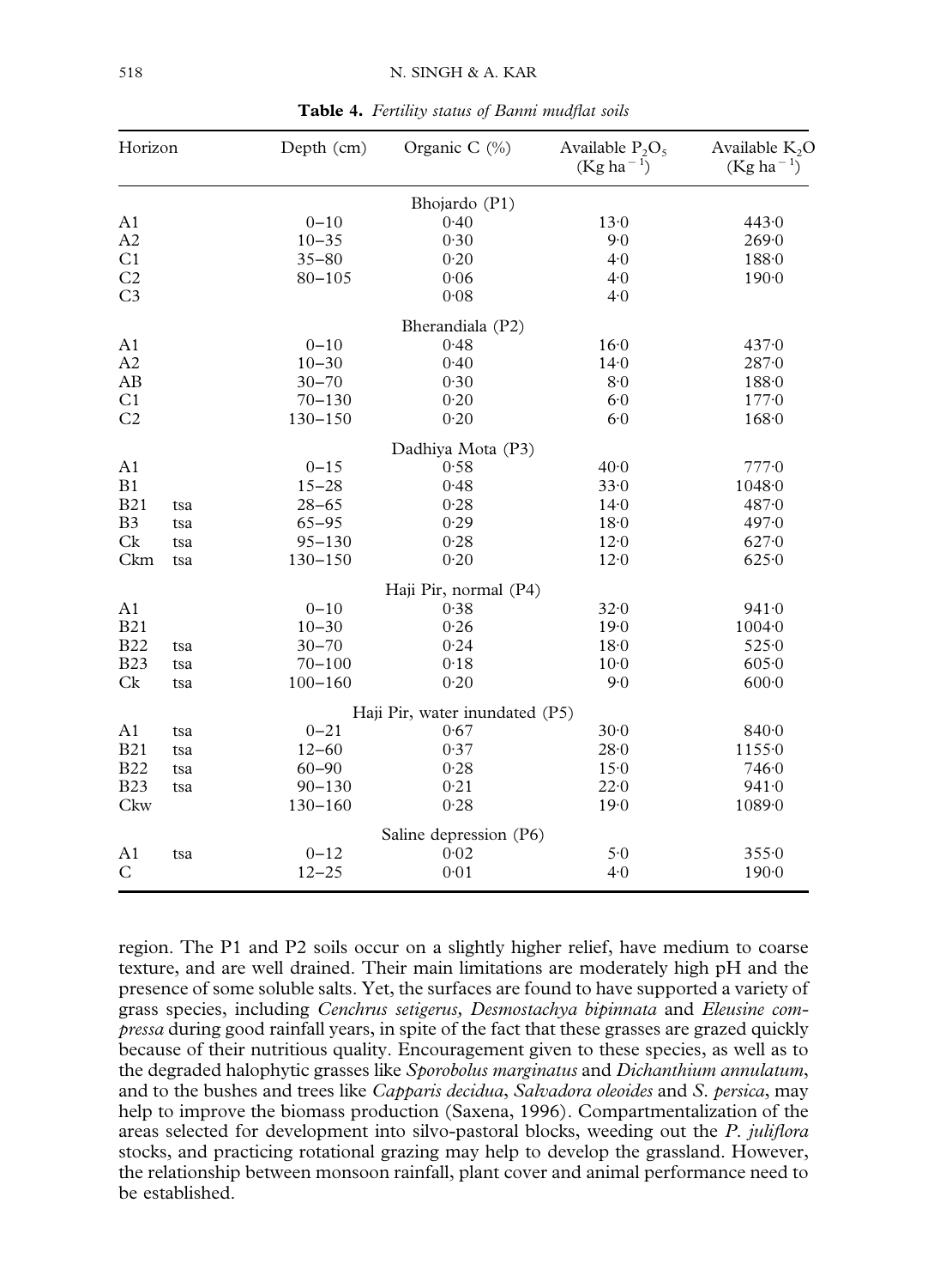**Table 4.** *Fertility status of Banni mudflat soils*

| Horizon | | Depth (cm) | Organic C (%) | Available $P_2O_5$ (Kg $ha^{-1}$) | Available $K_2O$ (Kg $ha^{-1}$) |
|---|---|---|---|---|---|
| | | | Bhojardo (P1) | | |
| A1 | | 0–10 | 0·40 | 13·0 | 443·0 |
| A2 | | 10–35 | 0·30 | 9·0 | 269·0 |
| C1 | | 35–80 | 0·20 | 4·0 | 188·0 |
| C2 | | 80–105 | 0·06 | 4·0 | 190·0 |
| C3 | | | 0·08 | 4·0 | |
| | | | Bherandiala (P2) | | |
| A1 | | 0–10 | 0·48 | 16·0 | 437·0 |
| A2 | | 10–30 | 0·40 | 14·0 | 287·0 |
| AB | | 30–70 | 0·30 | 8·0 | 188·0 |
| C1 | | 70–130 | 0·20 | 6·0 | 177·0 |
| C2 | | 130–150 | 0·20 | 6·0 | 168·0 |
| | | | Dadhiya Mota (P3) | | |
| A1 | | 0–15 | 0·58 | 40·0 | 777·0 |
| B1 | | 15–28 | 0·48 | 33·0 | 1048·0 |
| B21 | tsa | 28–65 | 0·28 | 14·0 | 487·0 |
| B3 | tsa | 65–95 | 0·29 | 18·0 | 497·0 |
| Ck | tsa | 95–130 | 0·28 | 12·0 | 627·0 |
| Ckm | tsa | 130–150 | 0·20 | 12·0 | 625·0 |
| | | | Haji Pir, normal (P4) | | |
| A1 | | 0–10 | 0·38 | 32·0 | 941·0 |
| B21 | | 10–30 | 0·26 | 19·0 | 1004·0 |
| B22 | tsa | 30–70 | 0·24 | 18·0 | 525·0 |
| B23 | tsa | 70–100 | 0·18 | 10·0 | 605·0 |
| Ck | tsa | 100–160 | 0·20 | 9·0 | 600·0 |
| | | | Haji Pir, water inundated (P5) | | |
| A1 | tsa | 0–21 | 0·67 | 30·0 | 840·0 |
| B21 | tsa | 12–60 | 0·37 | 28·0 | 1155·0 |
| B22 | tsa | 60–90 | 0·28 | 15·0 | 746·0 |
| B23 | tsa | 90–130 | 0·21 | 22·0 | 941·0 |
| Ckw | | 130–160 | 0·28 | 19·0 | 1089·0 |
| | | | Saline depression (P6) | | |
| A1 | tsa | 0–12 | 0·02 | 5·0 | 355·0 |
| C | | 12–25 | 0·01 | 4·0 | 190·0 |

region. The P1 and P2 soils occur on a slightly higher relief, have medium to coarse texture, and are well drained. Their main limitations are moderately high pH and the presence of some soluble salts. Yet, the surfaces are found to have supported a variety of grass species, including *Cenchrus setigerus*, *Desmostachya bipinnata* and *Eleusine compressa* during good rainfall years, in spite of the fact that these grasses are grazed quickly because of their nutritious quality. Encouragement given to these species, as well as to the degraded halophytic grasses like *Sporobolus marginatus* and *Dichanthium annulatum*, and to the bushes and trees like *Capparis decidua*, *Salvadora oleoides* and *S. persica*, may help to improve the biomass production (Saxena, 1996). Compartmentalization of the areas selected for development into silvo-pastoral blocks, weeding out the *P. juliflora* stocks, and practicing rotational grazing may help to develop the grassland. However, the relationship between monsoon rainfall, plant cover and animal performance need to be established.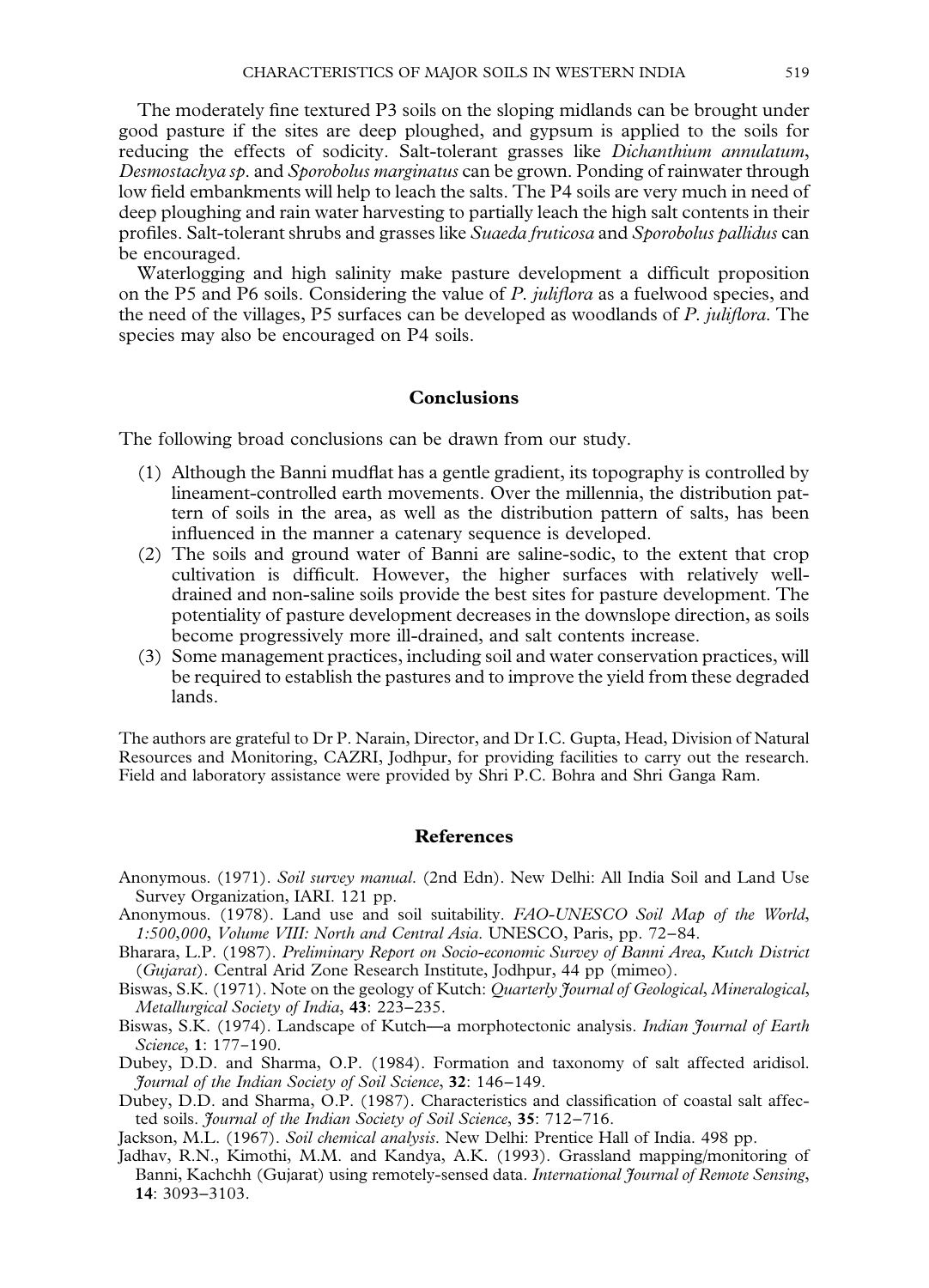The moderately fine textured P3 soils on the sloping midlands can be brought under good pasture if the sites are deep ploughed, and gypsum is applied to the soils for reducing the effects of sodicity. Salt-tolerant grasses like *Dichanthium annulatum*, *Desmostachya sp*. and *Sporobolus marginatus* can be grown. Ponding of rainwater through low field embankments will help to leach the salts. The P4 soils are very much in need of deep ploughing and rain water harvesting to partially leach the high salt contents in their profiles. Salt-tolerant shrubs and grasses like *Suaeda fruticosa* and *Sporobolus pallidus* can be encouraged.

Waterlogging and high salinity make pasture development a difficult proposition on the P5 and P6 soils. Considering the value of *P. juliflora* as a fuelwood species, and the need of the villages, P5 surfaces can be developed as woodlands of *P. juliflora*. The species may also be encouraged on P4 soils.

## Conclusions

The following broad conclusions can be drawn from our study.

(1) Although the Banni mudflat has a gentle gradient, its topography is controlled by lineament-controlled earth movements. Over the millennia, the distribution pattern of soils in the area, as well as the distribution pattern of salts, has been influenced in the manner a catenary sequence is developed.

(2) The soils and ground water of Banni are saline-sodic, to the extent that crop cultivation is difficult. However, the higher surfaces with relatively well-drained and non-saline soils provide the best sites for pasture development. The potentiality of pasture development decreases in the downslope direction, as soils become progressively more ill-drained, and salt contents increase.

(3) Some management practices, including soil and water conservation practices, will be required to establish the pastures and to improve the yield from these degraded lands.

The authors are grateful to Dr P. Narain, Director, and Dr I.C. Gupta, Head, Division of Natural Resources and Monitoring, CAZRI, Jodhpur, for providing facilities to carry out the research. Field and laboratory assistance were provided by Shri P.C. Bohra and Shri Ganga Ram.

## References

Anonymous. (1971). *Soil survey manual*. (2nd Edn). New Delhi: All India Soil and Land Use Survey Organization, IARI. 121 pp.

Anonymous. (1978). Land use and soil suitability. *FAO-UNESCO Soil Map of the World, 1:500,000, Volume VIII: North and Central Asia*. UNESCO, Paris, pp. 72–84.

Bharara, L.P. (1987). *Preliminary Report on Socio-economic Survey of Banni Area, Kutch District (Gujarat)*. Central Arid Zone Research Institute, Jodhpur, 44 pp (mimeo).

Biswas, S.K. (1971). Note on the geology of Kutch: *Quarterly Journal of Geological, Mineralogical, Metallurgical Society of India*, **43**: 223–235.

Biswas, S.K. (1974). Landscape of Kutch—a morphotectonic analysis. *Indian Journal of Earth Science*, **1**: 177–190.

Dubey, D.D. and Sharma, O.P. (1984). Formation and taxonomy of salt affected aridisol. *Journal of the Indian Society of Soil Science*, **32**: 146–149.

Dubey, D.D. and Sharma, O.P. (1987). Characteristics and classification of coastal salt affected soils. *Journal of the Indian Society of Soil Science*, **35**: 712–716.

Jackson, M.L. (1967). *Soil chemical analysis*. New Delhi: Prentice Hall of India. 498 pp.

Jadhav, R.N., Kimothi, M.M. and Kandya, A.K. (1993). Grassland mapping/monitoring of Banni, Kachchh (Gujarat) using remotely-sensed data. *International Journal of Remote Sensing*, **14**: 3093–3103.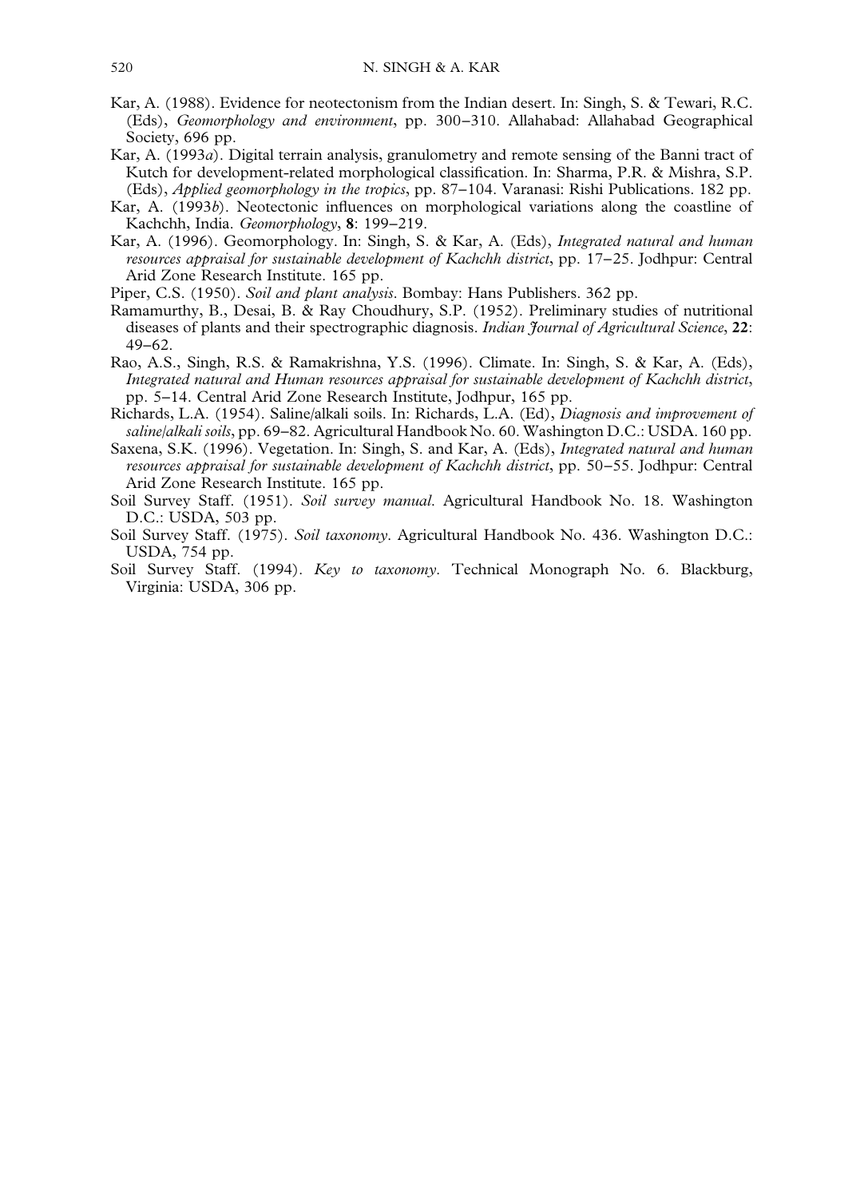Kar, A. (1988). Evidence for neotectonism from the Indian desert. In: Singh, S. & Tewari, R.C. (Eds), *Geomorphology and environment*, pp. 300–310. Allahabad: Allahabad Geographical Society, 696 pp.

Kar, A. (1993*a*). Digital terrain analysis, granulometry and remote sensing of the Banni tract of Kutch for development-related morphological classification. In: Sharma, P.R. & Mishra, S.P. (Eds), *Applied geomorphology in the tropics*, pp. 87–104. Varanasi: Rishi Publications. 182 pp.

Kar, A. (1993*b*). Neotectonic influences on morphological variations along the coastline of Kachchh, India. *Geomorphology*, **8**: 199–219.

Kar, A. (1996). Geomorphology. In: Singh, S. & Kar, A. (Eds), *Integrated natural and human resources appraisal for sustainable development of Kachchh district*, pp. 17–25. Jodhpur: Central Arid Zone Research Institute. 165 pp.

Piper, C.S. (1950). *Soil and plant analysis*. Bombay: Hans Publishers. 362 pp.

Ramamurthy, B., Desai, B. & Ray Choudhury, S.P. (1952). Preliminary studies of nutritional diseases of plants and their spectrographic diagnosis. *Indian Journal of Agricultural Science*, **22**: 49–62.

Rao, A.S., Singh, R.S. & Ramakrishna, Y.S. (1996). Climate. In: Singh, S. & Kar, A. (Eds), *Integrated natural and Human resources appraisal for sustainable development of Kachchh district*, pp. 5–14. Central Arid Zone Research Institute, Jodhpur, 165 pp.

Richards, L.A. (1954). Saline/alkali soils. In: Richards, L.A. (Ed), *Diagnosis and improvement of saline/alkali soils*, pp. 69–82. Agricultural Handbook No. 60. Washington D.C.: USDA. 160 pp.

Saxena, S.K. (1996). Vegetation. In: Singh, S. and Kar, A. (Eds), *Integrated natural and human resources appraisal for sustainable development of Kachchh district*, pp. 50–55. Jodhpur: Central Arid Zone Research Institute. 165 pp.

Soil Survey Staff. (1951). *Soil survey manual*. Agricultural Handbook No. 18. Washington D.C.: USDA, 503 pp.

Soil Survey Staff. (1975). *Soil taxonomy*. Agricultural Handbook No. 436. Washington D.C.: USDA, 754 pp.

Soil Survey Staff. (1994). *Key to taxonomy*. Technical Monograph No. 6. Blackburg, Virginia: USDA, 306 pp.